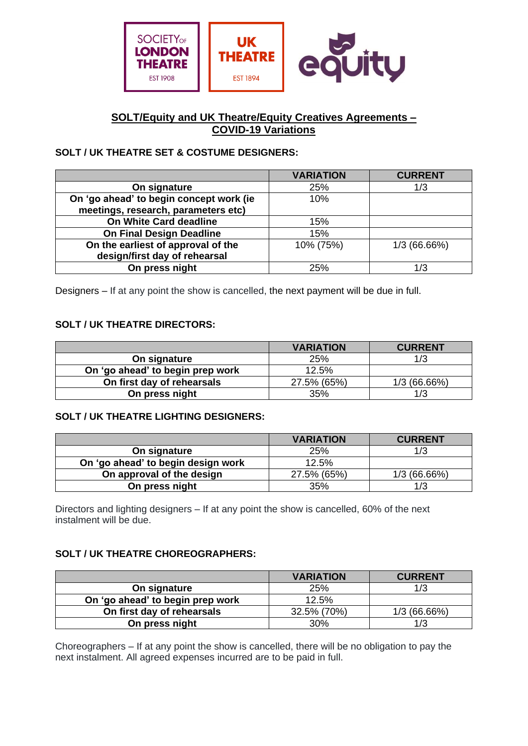## SOLT/Equity and UK Theatre/Equity Creatives Agreements – COVID-19 Variations

### SOLT / UK THEATRE SET & COSTUME DESIGNERS:

| | VARIATION | CURRENT |
|---|---|---|
| **On signature** | 25% | 1/3 |
| **On 'go ahead' to begin concept work (ie meetings, research, parameters etc)** | 10% | |
| **On White Card deadline** | 15% | |
| **On Final Design Deadline** | 15% | |
| **On the earliest of approval of the design/first day of rehearsal** | 10% (75%) | 1/3 (66.66%) |
| **On press night** | 25% | 1/3 |

Designers – If at any point the show is cancelled, the next payment will be due in full.

### SOLT / UK THEATRE DIRECTORS:

| | VARIATION | CURRENT |
|---|---|---|
| **On signature** | 25% | 1/3 |
| **On 'go ahead' to begin prep work** | 12.5% | |
| **On first day of rehearsals** | 27.5% (65%) | 1/3 (66.66%) |
| **On press night** | 35% | 1/3 |

### SOLT / UK THEATRE LIGHTING DESIGNERS:

| | VARIATION | CURRENT |
|---|---|---|
| **On signature** | 25% | 1/3 |
| **On 'go ahead' to begin design work** | 12.5% | |
| **On approval of the design** | 27.5% (65%) | 1/3 (66.66%) |
| **On press night** | 35% | 1/3 |

Directors and lighting designers – If at any point the show is cancelled, 60% of the next instalment will be due.

### SOLT / UK THEATRE CHOREOGRAPHERS:

| | VARIATION | CURRENT |
|---|---|---|
| **On signature** | 25% | 1/3 |
| **On 'go ahead' to begin prep work** | 12.5% | |
| **On first day of rehearsals** | 32.5% (70%) | 1/3 (66.66%) |
| **On press night** | 30% | 1/3 |

Choreographers – If at any point the show is cancelled, there will be no obligation to pay the next instalment. All agreed expenses incurred are to be paid in full.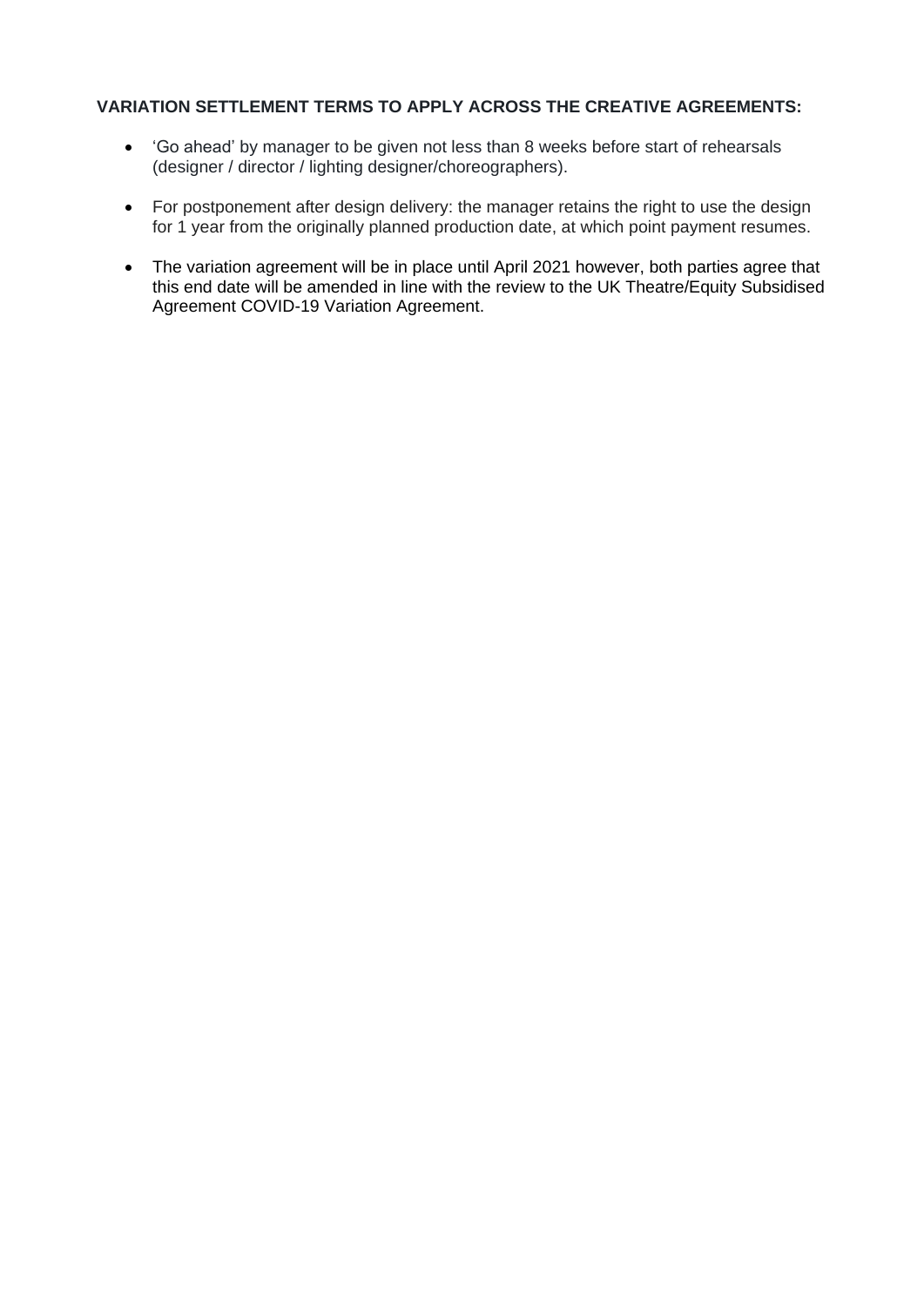**VARIATION SETTLEMENT TERMS TO APPLY ACROSS THE CREATIVE AGREEMENTS:**

- 'Go ahead' by manager to be given not less than 8 weeks before start of rehearsals (designer / director / lighting designer/choreographers).

- For postponement after design delivery: the manager retains the right to use the design for 1 year from the originally planned production date, at which point payment resumes.

- The variation agreement will be in place until April 2021 however, both parties agree that this end date will be amended in line with the review to the UK Theatre/Equity Subsidised Agreement COVID-19 Variation Agreement.